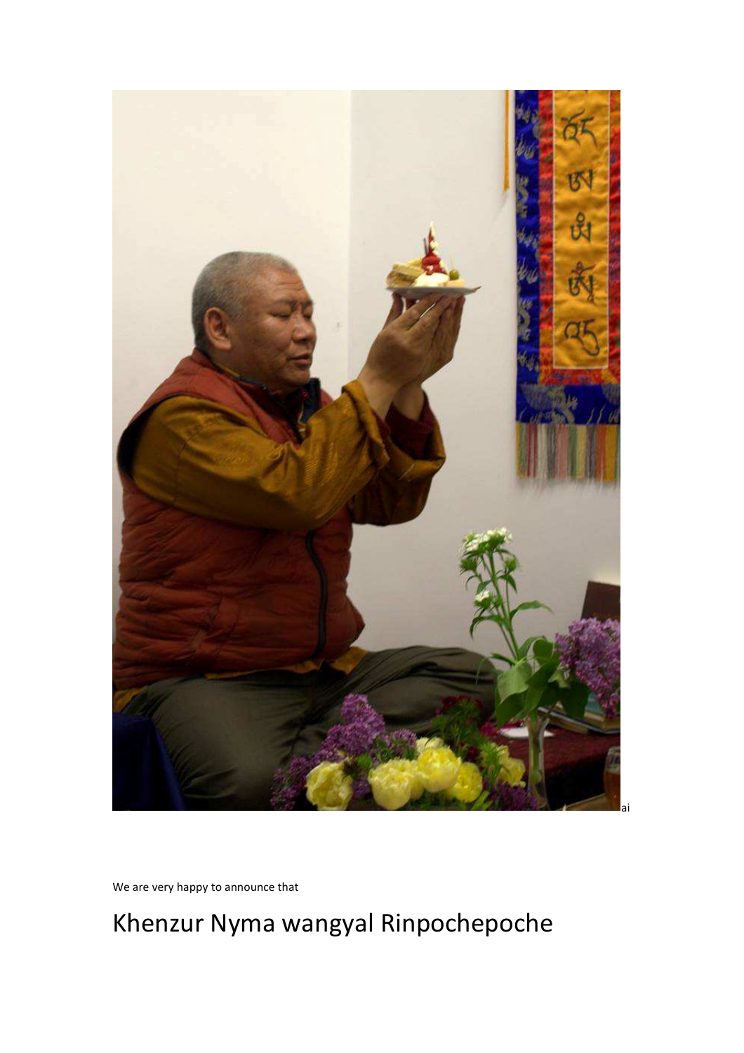ai

We are very happy to announce that

# Khenzur Nyma wangyal Rinpochepoche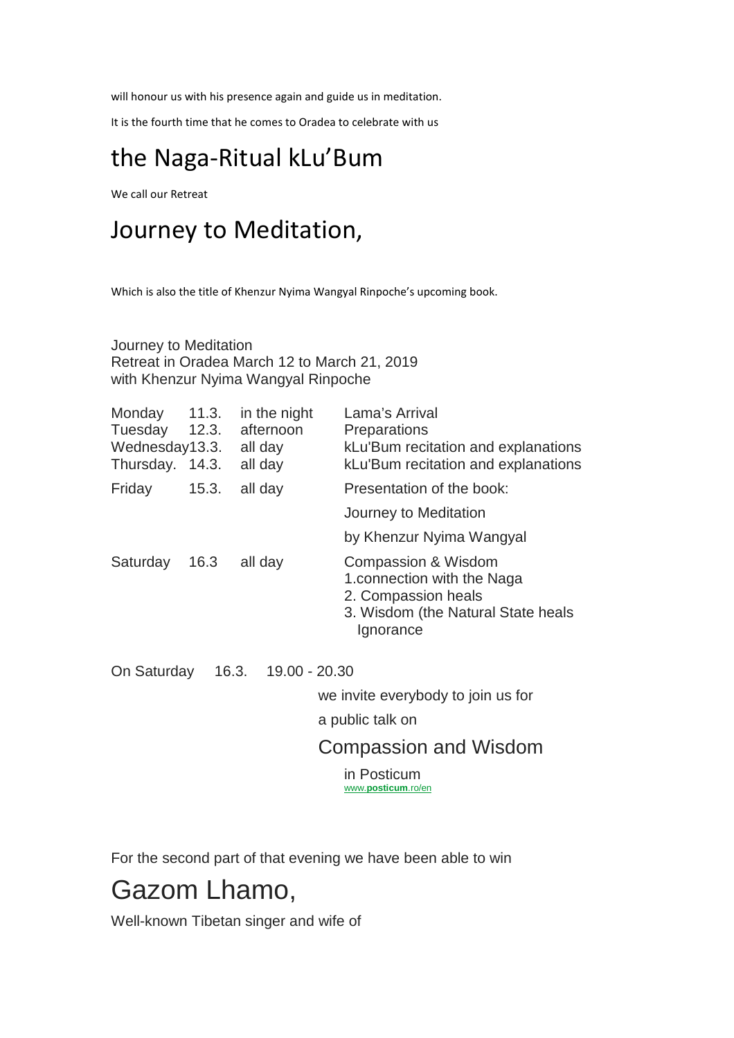will honour us with his presence again and guide us in meditation.

It is the fourth time that he comes to Oradea to celebrate with us

# the Naga-Ritual kLu'Bum

We call our Retreat

# Journey to Meditation,

Which is also the title of Khenzur Nyima Wangyal Rinpoche's upcoming book.

Journey to Meditation
Retreat in Oradea March 12 to March 21, 2019
with Khenzur Nyima Wangyal Rinpoche

| | | | |
|---|---|---|---|
| Monday | 11.3. | in the night | Lama's Arrival |
| Tuesday | 12.3. | afternoon | Preparations |
| Wednesday | 13.3. | all day | kLu'Bum recitation and explanations |
| Thursday. | 14.3. | all day | kLu'Bum recitation and explanations |
| Friday | 15.3. | all day | Presentation of the book: Journey to Meditation by Khenzur Nyima Wangyal |
| Saturday | 16.3 | all day | Compassion & Wisdom<br>1.connection with the Naga<br>2. Compassion heals<br>3. Wisdom (the Natural State heals Ignorance |

On Saturday 16.3. 19.00 - 20.30

we invite everybody to join us for

a public talk on

## Compassion and Wisdom

in Posticum
www.**posticum**.ro/en

For the second part of that evening we have been able to win

# Gazom Lhamo,

Well-known Tibetan singer and wife of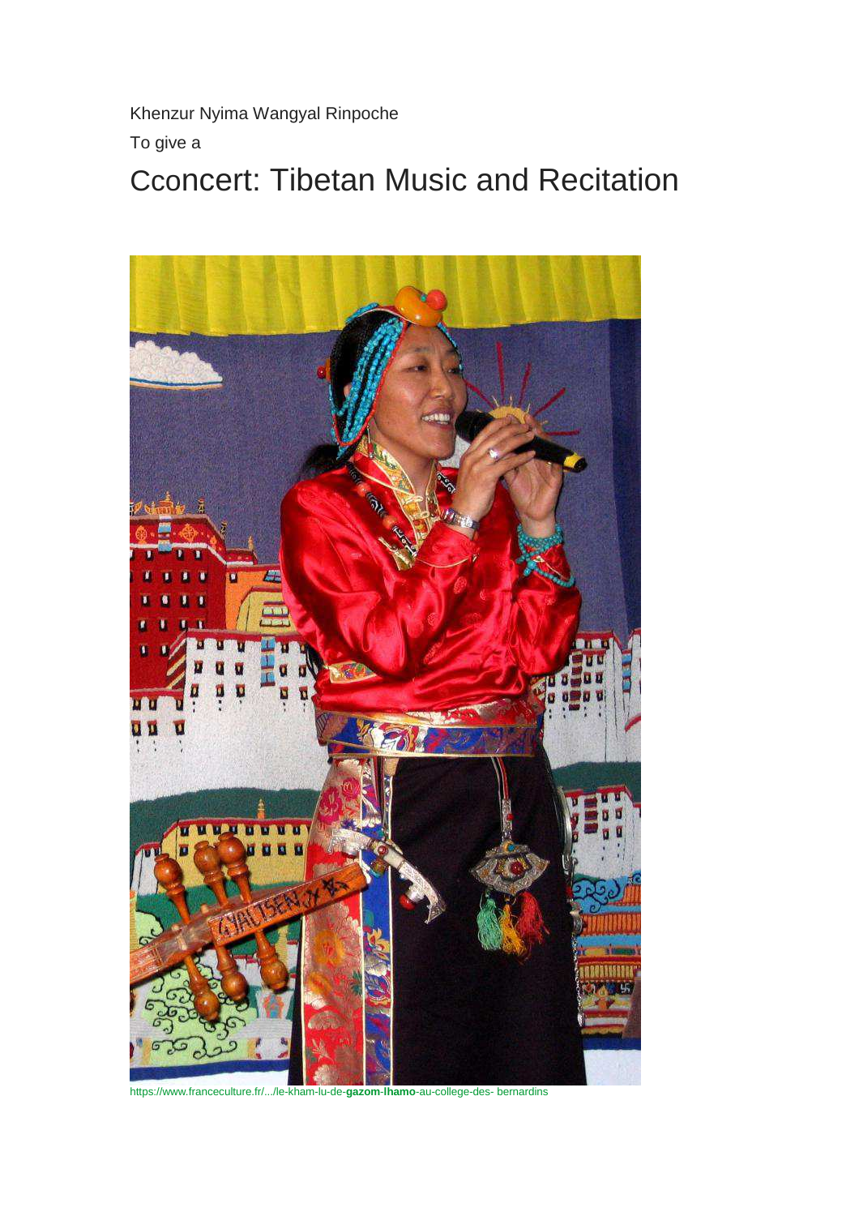Khenzur Nyima Wangyal Rinpoche

To give a

# Cconcert: Tibetan Music and Recitation

https://www.franceculture.fr/.../le-kham-lu-de-**gazom**-**lhamo**-au-college-des- bernardins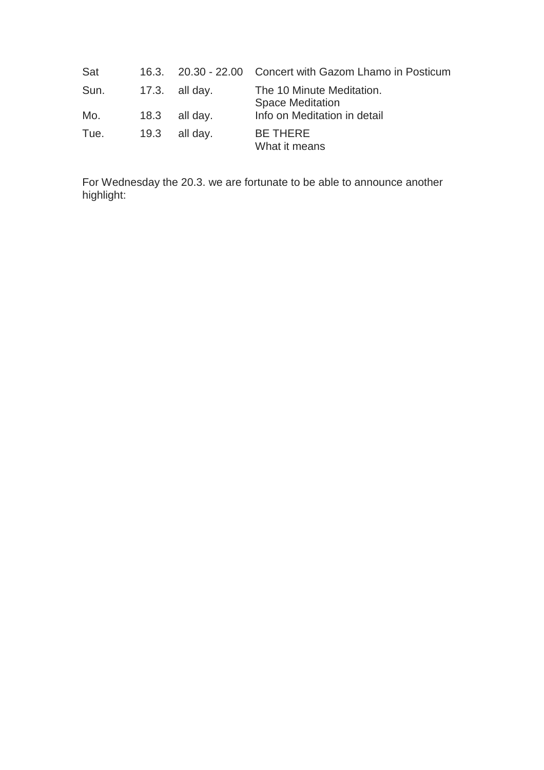| | | | |
|---|---|---|---|
| Sat | 16.3. | 20.30 - 22.00 | Concert with Gazom Lhamo in Posticum |
| Sun. | 17.3. | all day. | The 10 Minute Meditation.<br>Space Meditation |
| Mo. | 18.3 | all day. | Info on Meditation in detail |
| Tue. | 19.3 | all day. | BE THERE<br>What it means |

For Wednesday the 20.3. we are fortunate to be able to announce another highlight: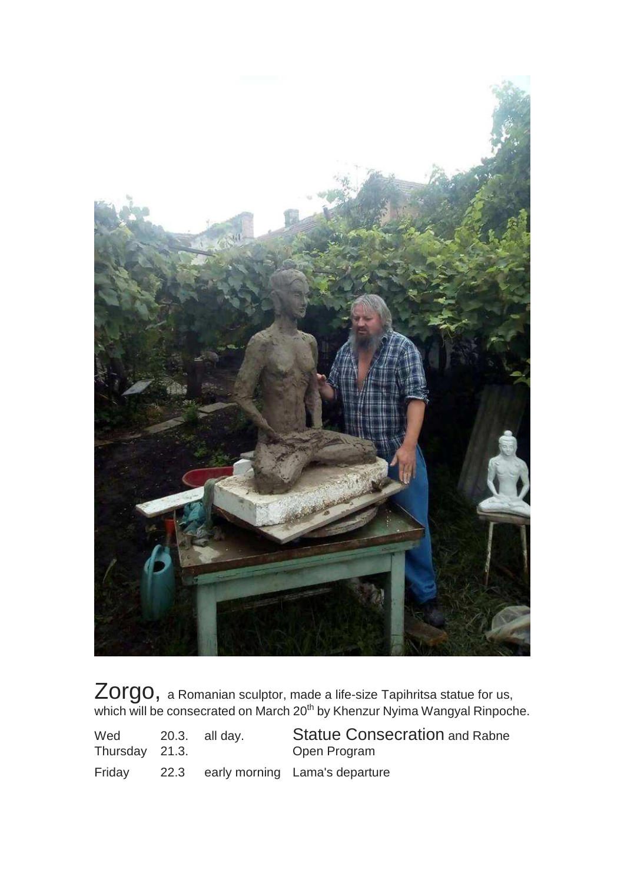Zorgo, a Romanian sculptor, made a life-size Tapihritsa statue for us, which will be consecrated on March 20th by Khenzur Nyima Wangyal Rinpoche.

| | | | |
|---|---|---|---|
| Wed | 20.3. | all day. | Statue Consecration and Rabne |
| Thursday | 21.3. | | Open Program |
| Friday | 22.3 | early morning | Lama's departure |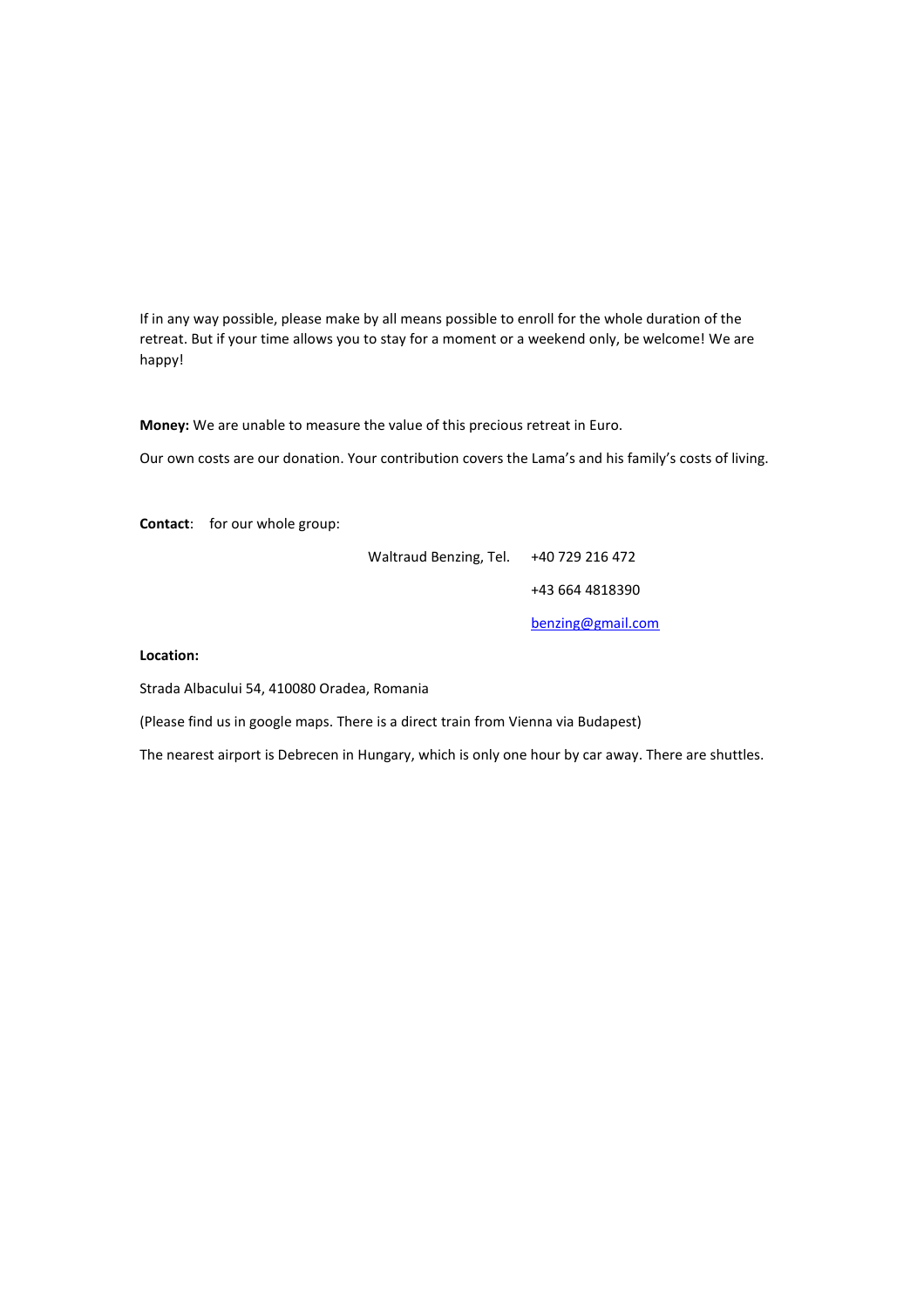If in any way possible, please make by all means possible to enroll for the whole duration of the retreat. But if your time allows you to stay for a moment or a weekend only, be welcome! We are happy!

**Money:** We are unable to measure the value of this precious retreat in Euro.

Our own costs are our donation. Your contribution covers the Lama's and his family's costs of living.

**Contact**: for our whole group:

Waltraud Benzing, Tel. +40 729 216 472

+43 664 4818390

benzing@gmail.com

**Location:**

Strada Albacului 54, 410080 Oradea, Romania

(Please find us in google maps. There is a direct train from Vienna via Budapest)

The nearest airport is Debrecen in Hungary, which is only one hour by car away. There are shuttles.